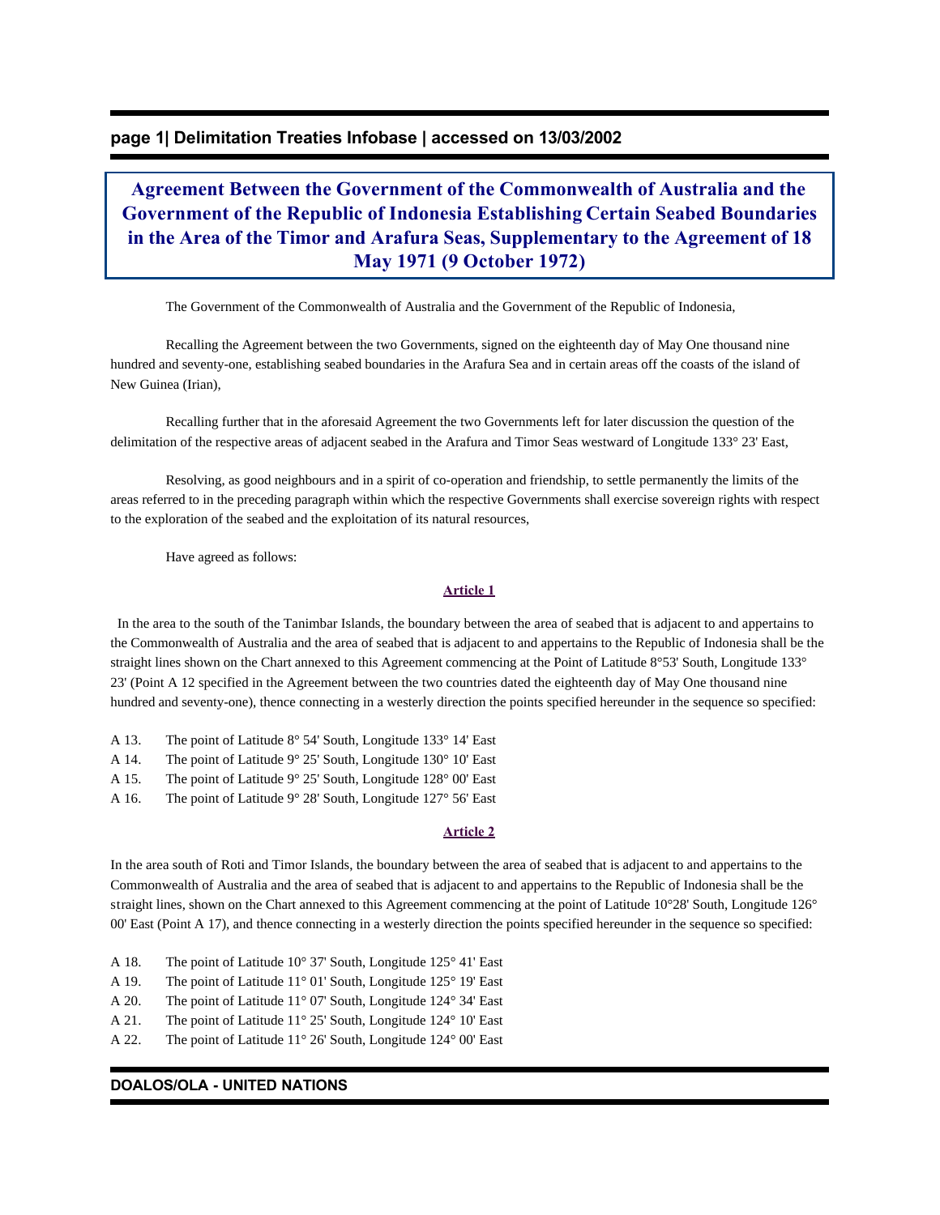# Agreement Between the Government of the Commonwealth of Australia and the Government of the Republic of Indonesia Establishing Certain Seabed Boundaries in the Area of the Timor and Arafura Seas, Supplementary to the Agreement of 18 May 1971 (9 October 1972)

The Government of the Commonwealth of Australia and the Government of the Republic of Indonesia,

Recalling the Agreement between the two Governments, signed on the eighteenth day of May One thousand nine hundred and seventy-one, establishing seabed boundaries in the Arafura Sea and in certain areas off the coasts of the island of New Guinea (Irian),

Recalling further that in the aforesaid Agreement the two Governments left for later discussion the question of the delimitation of the respective areas of adjacent seabed in the Arafura and Timor Seas westward of Longitude 133° 23' East,

Resolving, as good neighbours and in a spirit of co-operation and friendship, to settle permanently the limits of the areas referred to in the preceding paragraph within which the respective Governments shall exercise sovereign rights with respect to the exploration of the seabed and the exploitation of its natural resources,

Have agreed as follows:

## Article 1

In the area to the south of the Tanimbar Islands, the boundary between the area of seabed that is adjacent to and appertains to the Commonwealth of Australia and the area of seabed that is adjacent to and appertains to the Republic of Indonesia shall be the straight lines shown on the Chart annexed to this Agreement commencing at the Point of Latitude 8°53' South, Longitude 133° 23' (Point A 12 specified in the Agreement between the two countries dated the eighteenth day of May One thousand nine hundred and seventy-one), thence connecting in a westerly direction the points specified hereunder in the sequence so specified:

A 13. The point of Latitude 8° 54' South, Longitude 133° 14' East
A 14. The point of Latitude 9° 25' South, Longitude 130° 10' East
A 15. The point of Latitude 9° 25' South, Longitude 128° 00' East
A 16. The point of Latitude 9° 28' South, Longitude 127° 56' East

## Article 2

In the area south of Roti and Timor Islands, the boundary between the area of seabed that is adjacent to and appertains to the Commonwealth of Australia and the area of seabed that is adjacent to and appertains to the Republic of Indonesia shall be the straight lines, shown on the Chart annexed to this Agreement commencing at the point of Latitude 10°28' South, Longitude 126° 00' East (Point A 17), and thence connecting in a westerly direction the points specified hereunder in the sequence so specified:

A 18. The point of Latitude 10° 37' South, Longitude 125° 41' East
A 19. The point of Latitude 11° 01' South, Longitude 125° 19' East
A 20. The point of Latitude 11° 07' South, Longitude 124° 34' East
A 21. The point of Latitude 11° 25' South, Longitude 124° 10' East
A 22. The point of Latitude 11° 26' South, Longitude 124° 00' East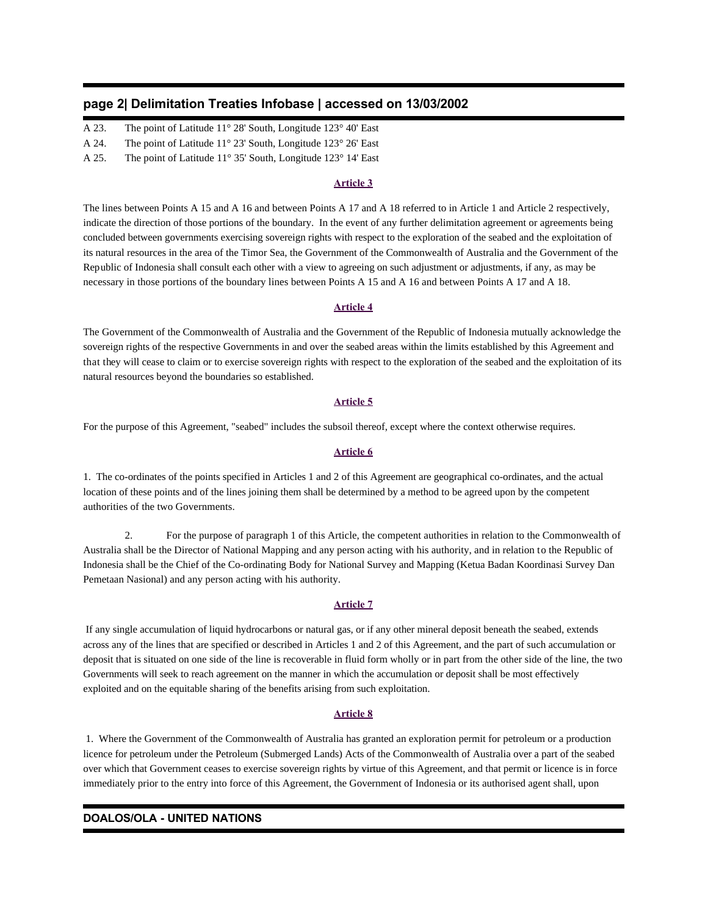A 23. The point of Latitude 11° 28' South, Longitude 123° 40' East

A 24. The point of Latitude 11° 23' South, Longitude 123° 26' East

A 25. The point of Latitude 11° 35' South, Longitude 123° 14' East

**Article 3**

The lines between Points A 15 and A 16 and between Points A 17 and A 18 referred to in Article 1 and Article 2 respectively, indicate the direction of those portions of the boundary. In the event of any further delimitation agreement or agreements being concluded between governments exercising sovereign rights with respect to the exploration of the seabed and the exploitation of its natural resources in the area of the Timor Sea, the Government of the Commonwealth of Australia and the Government of the Republic of Indonesia shall consult each other with a view to agreeing on such adjustment or adjustments, if any, as may be necessary in those portions of the boundary lines between Points A 15 and A 16 and between Points A 17 and A 18.

**Article 4**

The Government of the Commonwealth of Australia and the Government of the Republic of Indonesia mutually acknowledge the sovereign rights of the respective Governments in and over the seabed areas within the limits established by this Agreement and that they will cease to claim or to exercise sovereign rights with respect to the exploration of the seabed and the exploitation of its natural resources beyond the boundaries so established.

**Article 5**

For the purpose of this Agreement, "seabed" includes the subsoil thereof, except where the context otherwise requires.

**Article 6**

1. The co-ordinates of the points specified in Articles 1 and 2 of this Agreement are geographical co-ordinates, and the actual location of these points and of the lines joining them shall be determined by a method to be agreed upon by the competent authorities of the two Governments.

2. For the purpose of paragraph 1 of this Article, the competent authorities in relation to the Commonwealth of Australia shall be the Director of National Mapping and any person acting with his authority, and in relation to the Republic of Indonesia shall be the Chief of the Co-ordinating Body for National Survey and Mapping (Ketua Badan Koordinasi Survey Dan Pemetaan Nasional) and any person acting with his authority.

**Article 7**

If any single accumulation of liquid hydrocarbons or natural gas, or if any other mineral deposit beneath the seabed, extends across any of the lines that are specified or described in Articles 1 and 2 of this Agreement, and the part of such accumulation or deposit that is situated on one side of the line is recoverable in fluid form wholly or in part from the other side of the line, the two Governments will seek to reach agreement on the manner in which the accumulation or deposit shall be most effectively exploited and on the equitable sharing of the benefits arising from such exploitation.

**Article 8**

1. Where the Government of the Commonwealth of Australia has granted an exploration permit for petroleum or a production licence for petroleum under the Petroleum (Submerged Lands) Acts of the Commonwealth of Australia over a part of the seabed over which that Government ceases to exercise sovereign rights by virtue of this Agreement, and that permit or licence is in force immediately prior to the entry into force of this Agreement, the Government of Indonesia or its authorised agent shall, upon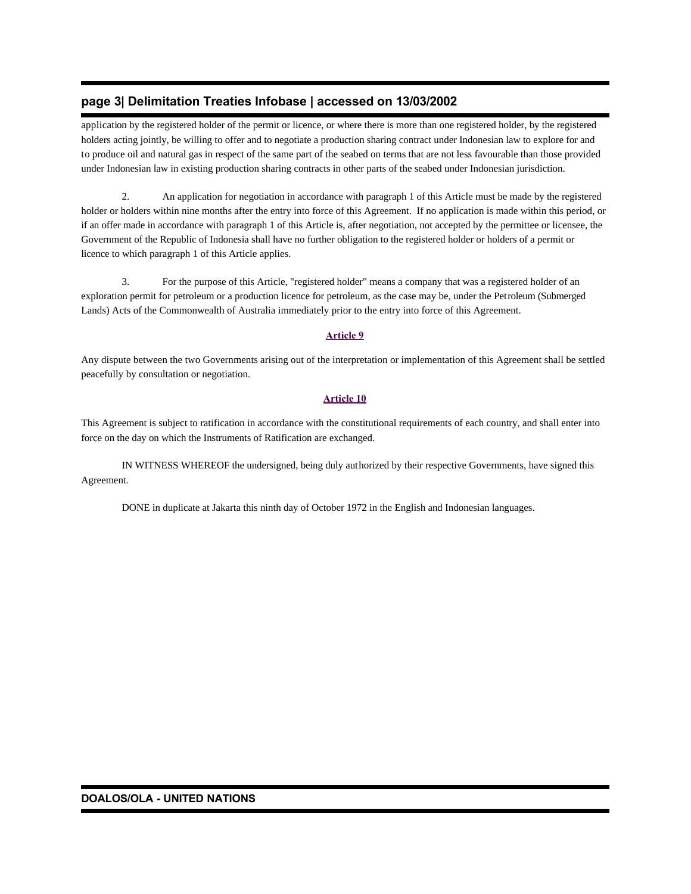application by the registered holder of the permit or licence, or where there is more than one registered holder, by the registered holders acting jointly, be willing to offer and to negotiate a production sharing contract under Indonesian law to explore for and to produce oil and natural gas in respect of the same part of the seabed on terms that are not less favourable than those provided under Indonesian law in existing production sharing contracts in other parts of the seabed under Indonesian jurisdiction.

2. An application for negotiation in accordance with paragraph 1 of this Article must be made by the registered holder or holders within nine months after the entry into force of this Agreement. If no application is made within this period, or if an offer made in accordance with paragraph 1 of this Article is, after negotiation, not accepted by the permittee or licensee, the Government of the Republic of Indonesia shall have no further obligation to the registered holder or holders of a permit or licence to which paragraph 1 of this Article applies.

3. For the purpose of this Article, "registered holder" means a company that was a registered holder of an exploration permit for petroleum or a production licence for petroleum, as the case may be, under the Petroleum (Submerged Lands) Acts of the Commonwealth of Australia immediately prior to the entry into force of this Agreement.

## Article 9

Any dispute between the two Governments arising out of the interpretation or implementation of this Agreement shall be settled peacefully by consultation or negotiation.

## Article 10

This Agreement is subject to ratification in accordance with the constitutional requirements of each country, and shall enter into force on the day on which the Instruments of Ratification are exchanged.

IN WITNESS WHEREOF the undersigned, being duly authorized by their respective Governments, have signed this Agreement.

DONE in duplicate at Jakarta this ninth day of October 1972 in the English and Indonesian languages.